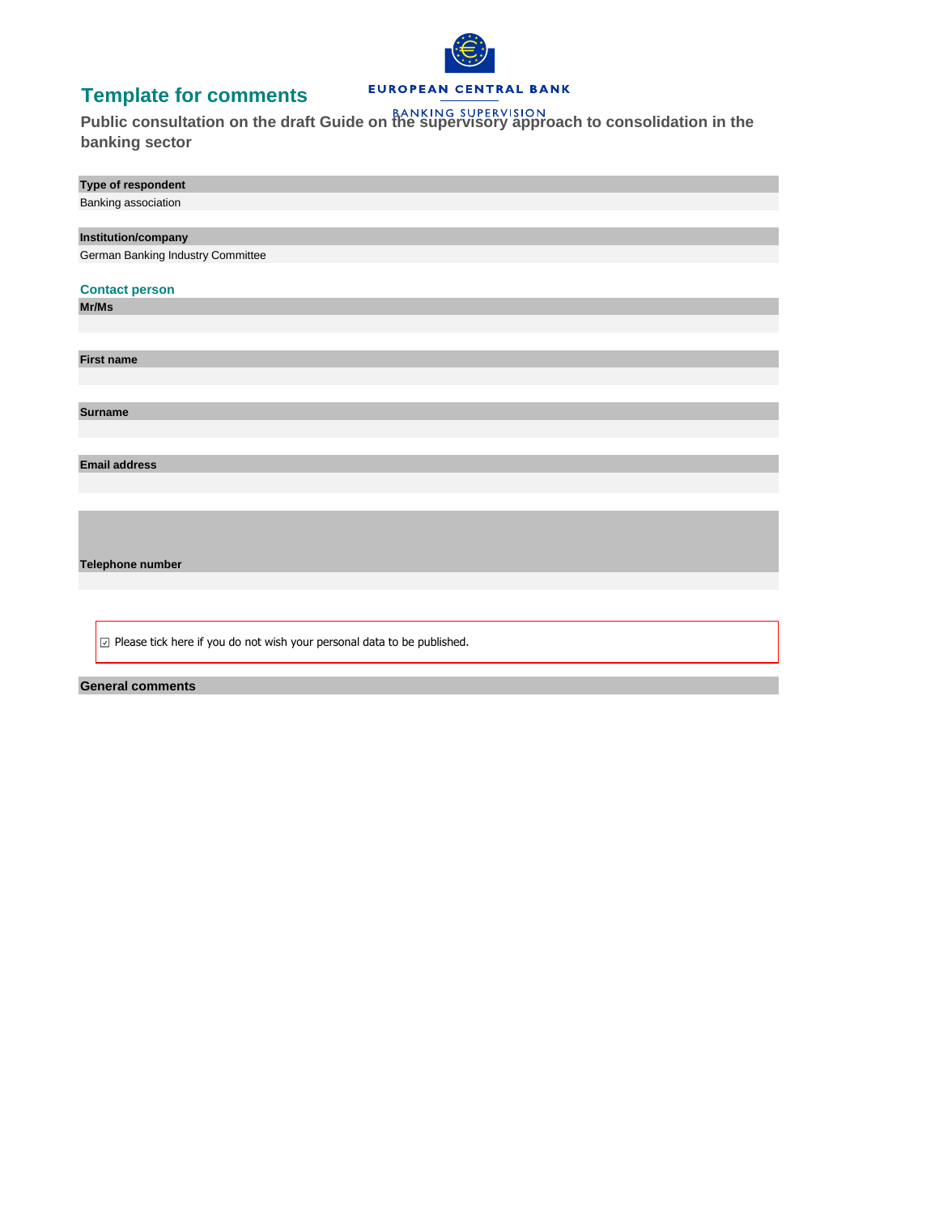EUROPEAN CENTRAL BANK

BANKING SUPERVISION

# Template for comments

## Public consultation on the draft Guide on the supervisory approach to consolidation in the banking sector

**Type of respondent**

Banking association

**Institution/company**

German Banking Industry Committee

### Contact person

**Mr/Ms**

**First name**

**Surname**

**Email address**

**Telephone number**

☑ Please tick here if you do not wish your personal data to be published.

**General comments**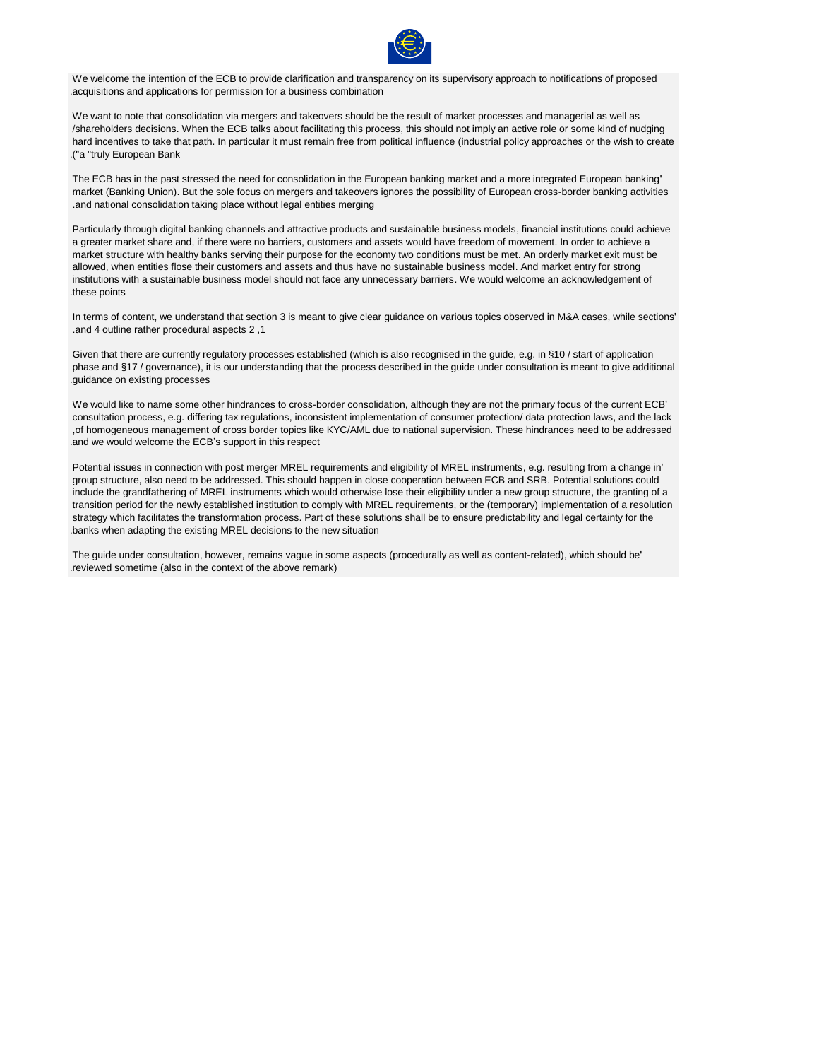We welcome the intention of the ECB to provide clarification and transparency on its supervisory approach to notifications of proposed .acquisitions and applications for permission for a business combination

We want to note that consolidation via mergers and takeovers should be the result of market processes and managerial as well as /shareholders decisions. When the ECB talks about facilitating this process, this should not imply an active role or some kind of nudging hard incentives to take that path. In particular it must remain free from political influence (industrial policy approaches or the wish to create .("a "truly European Bank

The ECB has in the past stressed the need for consolidation in the European banking market and a more integrated European banking' market (Banking Union). But the sole focus on mergers and takeovers ignores the possibility of European cross-border banking activities .and national consolidation taking place without legal entities merging

Particularly through digital banking channels and attractive products and sustainable business models, financial institutions could achieve a greater market share and, if there were no barriers, customers and assets would have freedom of movement. In order to achieve a market structure with healthy banks serving their purpose for the economy two conditions must be met. An orderly market exit must be allowed, when entities flose their customers and assets and thus have no sustainable business model. And market entry for strong institutions with a sustainable business model should not face any unnecessary barriers. We would welcome an acknowledgement of .these points

In terms of content, we understand that section 3 is meant to give clear guidance on various topics observed in M&A cases, while sections' .and 4 outline rather procedural aspects 2 ,1

Given that there are currently regulatory processes established (which is also recognised in the guide, e.g. in §10 / start of application phase and §17 / governance), it is our understanding that the process described in the guide under consultation is meant to give additional .guidance on existing processes

We would like to name some other hindrances to cross-border consolidation, although they are not the primary focus of the current ECB' consultation process, e.g. differing tax regulations, inconsistent implementation of consumer protection/ data protection laws, and the lack ,of homogeneous management of cross border topics like KYC/AML due to national supervision. These hindrances need to be addressed .and we would welcome the ECB's support in this respect

Potential issues in connection with post merger MREL requirements and eligibility of MREL instruments, e.g. resulting from a change in' group structure, also need to be addressed. This should happen in close cooperation between ECB and SRB. Potential solutions could include the grandfathering of MREL instruments which would otherwise lose their eligibility under a new group structure, the granting of a transition period for the newly established institution to comply with MREL requirements, or the (temporary) implementation of a resolution strategy which facilitates the transformation process. Part of these solutions shall be to ensure predictability and legal certainty for the .banks when adapting the existing MREL decisions to the new situation

The guide under consultation, however, remains vague in some aspects (procedurally as well as content-related), which should be' .reviewed sometime (also in the context of the above remark)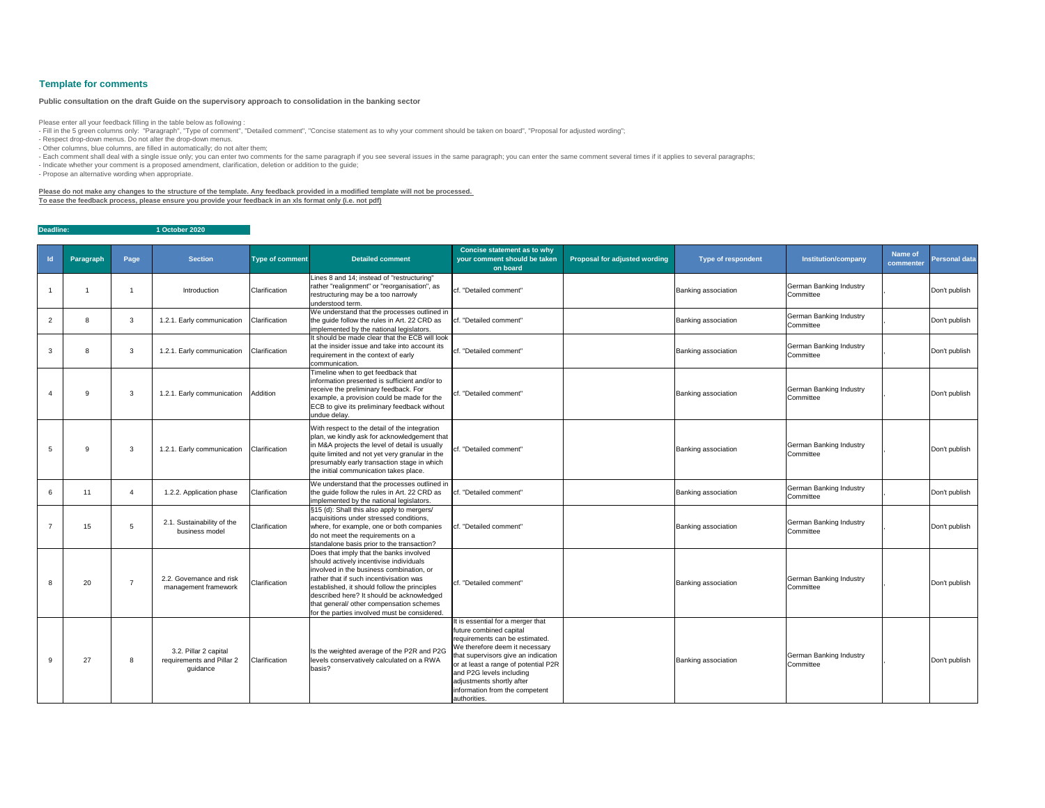## Template for comments

**Public consultation on the draft Guide on the supervisory approach to consolidation in the banking sector**

Please enter all your feedback filling in the table below as following :
- Fill in the 5 green columns only: "Paragraph", "Type of comment", "Detailed comment", "Concise statement as to why your comment should be taken on board", "Proposal for adjusted wording";
- Respect drop-down menus. Do not alter the drop-down menus.
- Other columns, blue columns, are filled in automatically; do not alter them;
- Each comment shall deal with a single issue only; you can enter two comments for the same paragraph if you see several issues in the same paragraph; you can enter the same comment several times if it applies to several paragraphs;
- Indicate whether your comment is a proposed amendment, clarification, deletion or addition to the guide;
- Propose an alternative wording when appropriate.

**Please do not make any changes to the structure of the template. Any feedback provided in a modified template will not be processed.**
**To ease the feedback process, please ensure you provide your feedback in an xls format only (i.e. not pdf)**

**Deadline: 1 October 2020**

| Id | Paragraph | Page | Section | Type of comment | Detailed comment | Concise statement as to why your comment should be taken on board | Proposal for adjusted wording | Type of respondent | Institution/company | Name of commenter | Personal data |
|---|---|---|---|---|---|---|---|---|---|---|---|
| 1 | 1 | 1 | Introduction | Clarification | Lines 8 and 14; instead of "restructuring" rather "realignment" or "reorganisation", as restructuring may be a too narrowly understood term. | cf. "Detailed comment" | | Banking association | German Banking Industry Committee | , | Don't publish |
| 2 | 8 | 3 | 1.2.1. Early communication | Clarification | We understand that the processes outlined in the guide follow the rules in Art. 22 CRD as implemented by the national legislators. | cf. "Detailed comment" | | Banking association | German Banking Industry Committee | , | Don't publish |
| 3 | 8 | 3 | 1.2.1. Early communication | Clarification | It should be made clear that the ECB will look at the insider issue and take into account its requirement in the context of early communication. | cf. "Detailed comment" | | Banking association | German Banking Industry Committee | , | Don't publish |
| 4 | 9 | 3 | 1.2.1. Early communication | Addition | Timeline when to get feedback that information presented is sufficient and/or to receive the preliminary feedback. For example, a provision could be made for the ECB to give its preliminary feedback without undue delay. | cf. "Detailed comment" | | Banking association | German Banking Industry Committee | , | Don't publish |
| 5 | 9 | 3 | 1.2.1. Early communication | Clarification | With respect to the detail of the integration plan, we kindly ask for acknowledgement that in M&A projects the level of detail is usually quite limited and not yet very granular in the presumably early transaction stage in which the initial communication takes place. | cf. "Detailed comment" | | Banking association | German Banking Industry Committee | , | Don't publish |
| 6 | 11 | 4 | 1.2.2. Application phase | Clarification | We understand that the processes outlined in the guide follow the rules in Art. 22 CRD as implemented by the national legislators. | cf. "Detailed comment" | | Banking association | German Banking Industry Committee | , | Don't publish |
| 7 | 15 | 5 | 2.1. Sustainability of the business model | Clarification | §15 (d): Shall this also apply to mergers/ acquisitions under stressed conditions, where, for example, one or both companies do not meet the requirements on a standalone basis prior to the transaction? | cf. "Detailed comment" | | Banking association | German Banking Industry Committee | , | Don't publish |
| 8 | 20 | 7 | 2.2. Governance and risk management framework | Clarification | Does that imply that the banks involved should actively incentivise individuals involved in the business combination, or rather that if such incentivisation was established, it should follow the principles described here? It should be acknowledged that general/ other compensation schemes for the parties involved must be considered. | cf. "Detailed comment" | | Banking association | German Banking Industry Committee | , | Don't publish |
| 9 | 27 | 8 | 3.2. Pillar 2 capital requirements and Pillar 2 guidance | Clarification | Is the weighted average of the P2R and P2G levels conservatively calculated on a RWA basis? | It is essential for a merger that future combined capital requirements can be estimated. We therefore deem it necessary that supervisors give an indication or at least a range of potential P2R and P2G levels including adjustments shortly after information from the competent authorities. | | Banking association | German Banking Industry Committee | , | Don't publish |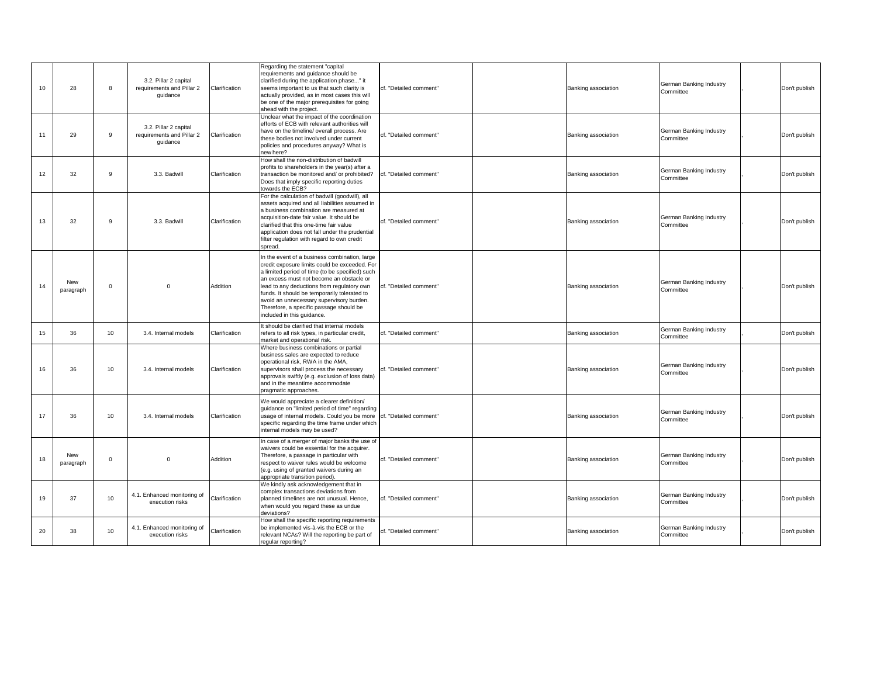| | | | | | | | | | | | |
|---|---|---|---|---|---|---|---|---|---|---|---|
| 10 | 28 | 8 | 3.2. Pillar 2 capital requirements and Pillar 2 guidance | Clarification | Regarding the statement "capital requirements and guidance should be clarified during the application phase..." it seems important to us that such clarity is actually provided, as in most cases this will be one of the major prerequisites for going ahead with the project. | cf. "Detailed comment" | | Banking association | German Banking Industry Committee | , | Don't publish |
| 11 | 29 | 9 | 3.2. Pillar 2 capital requirements and Pillar 2 guidance | Clarification | Unclear what the impact of the coordination efforts of ECB with relevant authorities will have on the timeline/ overall process. Are these bodies not involved under current policies and procedures anyway? What is new here? | cf. "Detailed comment" | | Banking association | German Banking Industry Committee | , | Don't publish |
| 12 | 32 | 9 | 3.3. Badwill | Clarification | How shall the non-distribution of badwill profits to shareholders in the year(s) after a transaction be monitored and/ or prohibited? Does that imply specific reporting duties towards the ECB? | cf. "Detailed comment" | | Banking association | German Banking Industry Committee | , | Don't publish |
| 13 | 32 | 9 | 3.3. Badwill | Clarification | For the calculation of badwill (goodwill), all assets acquired and all liabilities assumed in a business combination are measured at acquisition-date fair value. It should be clarified that this one-time fair value application does not fall under the prudential filter regulation with regard to own credit spread. | cf. "Detailed comment" | | Banking association | German Banking Industry Committee | , | Don't publish |
| 14 | New paragraph | 0 | 0 | Addition | In the event of a business combination, large credit exposure limits could be exceeded. For a limited period of time (to be specified) such an excess must not become an obstacle or lead to any deductions from regulatory own funds. It should be temporarily tolerated to avoid an unnecessary supervisory burden. Therefore, a specific passage should be included in this guidance. | cf. "Detailed comment" | | Banking association | German Banking Industry Committee | , | Don't publish |
| 15 | 36 | 10 | 3.4. Internal models | Clarification | It should be clarified that internal models refers to all risk types, in particular credit, market and operational risk. | cf. "Detailed comment" | | Banking association | German Banking Industry Committee | , | Don't publish |
| 16 | 36 | 10 | 3.4. Internal models | Clarification | Where business combinations or partial business sales are expected to reduce operational risk, RWA in the AMA, supervisors shall process the necessary approvals swiftly (e.g. exclusion of loss data) and in the meantime accommodate pragmatic approaches. | cf. "Detailed comment" | | Banking association | German Banking Industry Committee | , | Don't publish |
| 17 | 36 | 10 | 3.4. Internal models | Clarification | We would appreciate a clearer definition/ guidance on "limited period of time" regarding usage of internal models. Could you be more specific regarding the time frame under which internal models may be used? | cf. "Detailed comment" | | Banking association | German Banking Industry Committee | , | Don't publish |
| 18 | New paragraph | 0 | 0 | Addition | In case of a merger of major banks the use of waivers could be essential for the acquirer. Therefore, a passage in particular with respect to waiver rules would be welcome (e.g. using of granted waivers during an appropriate transition period). | cf. "Detailed comment" | | Banking association | German Banking Industry Committee | , | Don't publish |
| 19 | 37 | 10 | 4.1. Enhanced monitoring of execution risks | Clarification | We kindly ask acknowledgement that in complex transactions deviations from planned timelines are not unusual. Hence, when would you regard these as undue deviations? | cf. "Detailed comment" | | Banking association | German Banking Industry Committee | , | Don't publish |
| 20 | 38 | 10 | 4.1. Enhanced monitoring of execution risks | Clarification | How shall the specific reporting requirements be implemented vis-à-vis the ECB or the relevant NCAs? Will the reporting be part of regular reporting? | cf. "Detailed comment" | | Banking association | German Banking Industry Committee | , | Don't publish |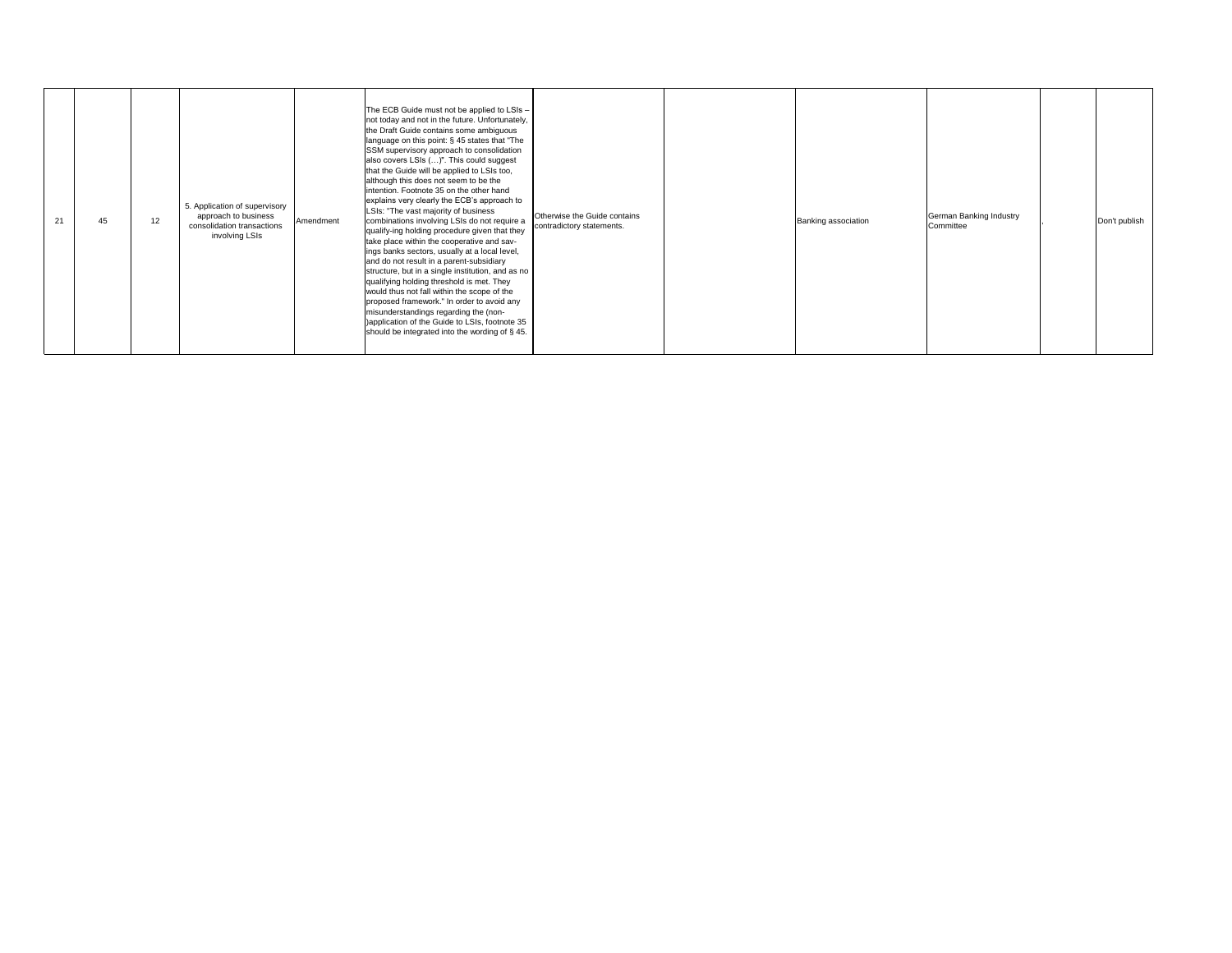| | | | | | | | | | | | |
|---|---|---|---|---|---|---|---|---|---|---|---|
| 21 | 45 | 12 | 5. Application of supervisory approach to business consolidation transactions involving LSIs | Amendment | The ECB Guide must not be applied to LSIs – not today and not in the future. Unfortunately, the Draft Guide contains some ambiguous language on this point: § 45 states that "The SSM supervisory approach to consolidation also covers LSIs (…)". This could suggest that the Guide will be applied to LSIs too, although this does not seem to be the intention. Footnote 35 on the other hand explains very clearly the ECB's approach to LSIs: "The vast majority of business combinations involving LSIs do not require a qualify-ing holding procedure given that they take place within the cooperative and sav-ings banks sectors, usually at a local level, and do not result in a parent-subsidiary structure, but in a single institution, and as no qualifying holding threshold is met. They would thus not fall within the scope of the proposed framework." In order to avoid any misunderstandings regarding the (non-)application of the Guide to LSIs, footnote 35 should be integrated into the wording of § 45. | Otherwise the Guide contains contradictory statements. | | Banking association | German Banking Industry Committee | , | Don't publish |